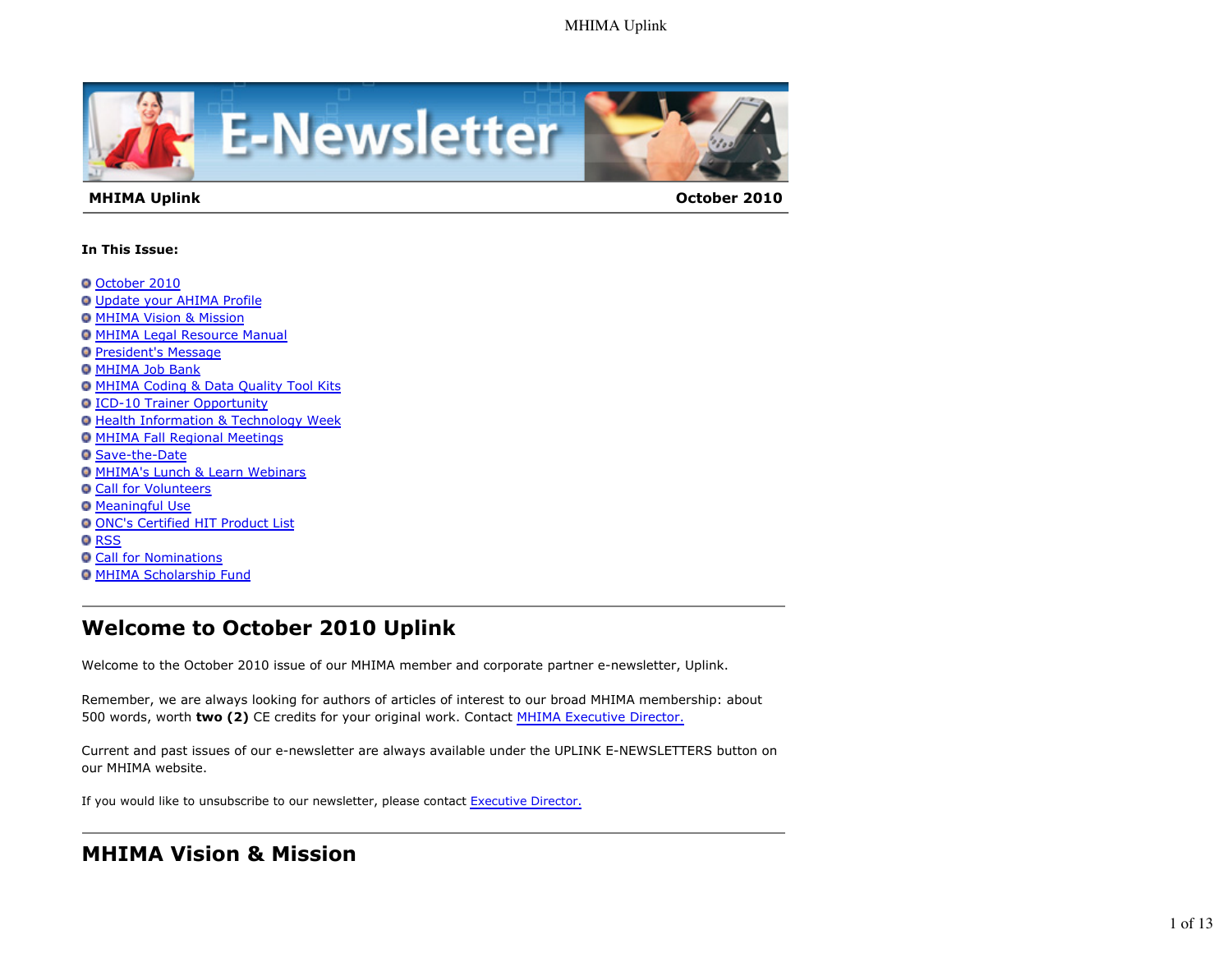**MHIMA Uplink** **October 2010**

**In This Issue:**

- October 2010
- Update your AHIMA Profile
- MHIMA Vision & Mission
- MHIMA Legal Resource Manual
- President's Message
- MHIMA Job Bank
- MHIMA Coding & Data Quality Tool Kits
- ICD-10 Trainer Opportunity
- Health Information & Technology Week
- MHIMA Fall Regional Meetings
- Save-the-Date
- MHIMA's Lunch & Learn Webinars
- Call for Volunteers
- Meaningful Use
- ONC's Certified HIT Product List
- RSS
- Call for Nominations
- MHIMA Scholarship Fund

## Welcome to October 2010 Uplink

Welcome to the October 2010 issue of our MHIMA member and corporate partner e-newsletter, Uplink.

Remember, we are always looking for authors of articles of interest to our broad MHIMA membership: about 500 words, worth **two (2)** CE credits for your original work. Contact MHIMA Executive Director.

Current and past issues of our e-newsletter are always available under the UPLINK E-NEWSLETTERS button on our MHIMA website.

If you would like to unsubscribe to our newsletter, please contact Executive Director.

## MHIMA Vision & Mission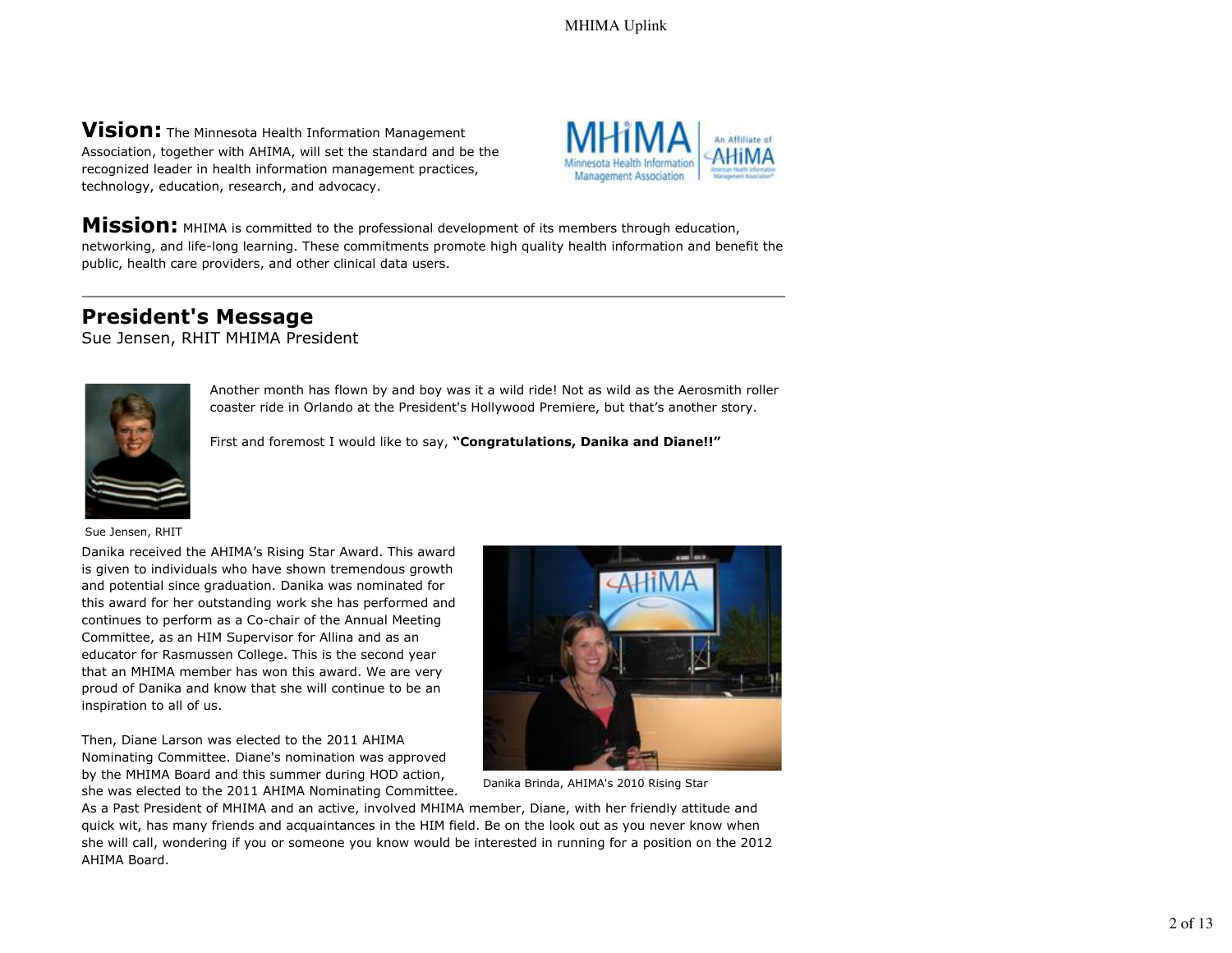**Vision:** The Minnesota Health Information Management Association, together with AHIMA, will set the standard and be the recognized leader in health information management practices, technology, education, research, and advocacy.

**Mission:** MHIMA is committed to the professional development of its members through education, networking, and life-long learning. These commitments promote high quality health information and benefit the public, health care providers, and other clinical data users.

---

## President's Message

Sue Jensen, RHIT MHIMA President

Another month has flown by and boy was it a wild ride! Not as wild as the Aerosmith roller coaster ride in Orlando at the President's Hollywood Premiere, but that's another story.

First and foremost I would like to say, **"Congratulations, Danika and Diane!!"**

Sue Jensen, RHIT

Danika received the AHIMA's Rising Star Award. This award is given to individuals who have shown tremendous growth and potential since graduation. Danika was nominated for this award for her outstanding work she has performed and continues to perform as a Co-chair of the Annual Meeting Committee, as an HIM Supervisor for Allina and as an educator for Rasmussen College. This is the second year that an MHIMA member has won this award. We are very proud of Danika and know that she will continue to be an inspiration to all of us.

Danika Brinda, AHIMA's 2010 Rising Star

Then, Diane Larson was elected to the 2011 AHIMA Nominating Committee. Diane's nomination was approved by the MHIMA Board and this summer during HOD action, she was elected to the 2011 AHIMA Nominating Committee. As a Past President of MHIMA and an active, involved MHIMA member, Diane, with her friendly attitude and quick wit, has many friends and acquaintances in the HIM field. Be on the look out as you never know when she will call, wondering if you or someone you know would be interested in running for a position on the 2012 AHIMA Board.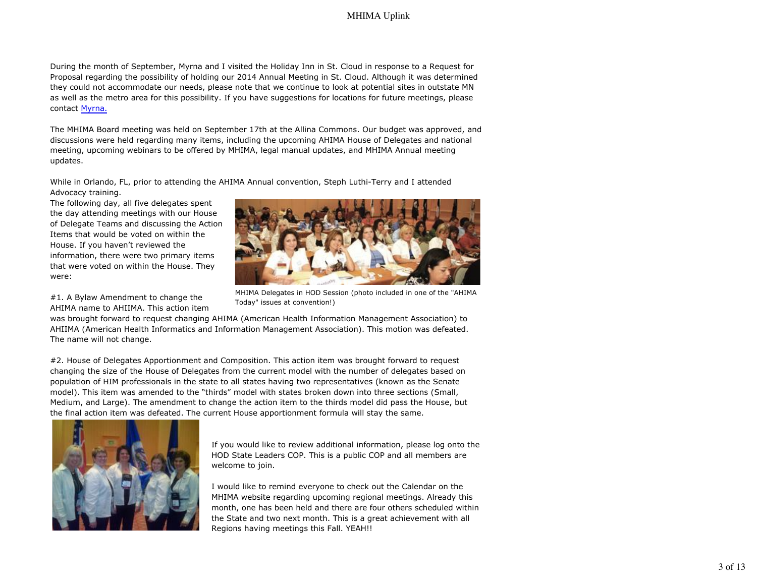During the month of September, Myrna and I visited the Holiday Inn in St. Cloud in response to a Request for Proposal regarding the possibility of holding our 2014 Annual Meeting in St. Cloud. Although it was determined they could not accommodate our needs, please note that we continue to look at potential sites in outstate MN as well as the metro area for this possibility. If you have suggestions for locations for future meetings, please contact Myrna.

The MHIMA Board meeting was held on September 17th at the Allina Commons. Our budget was approved, and discussions were held regarding many items, including the upcoming AHIMA House of Delegates and national meeting, upcoming webinars to be offered by MHIMA, legal manual updates, and MHIMA Annual meeting updates.

While in Orlando, FL, prior to attending the AHIMA Annual convention, Steph Luthi-Terry and I attended Advocacy training.

The following day, all five delegates spent the day attending meetings with our House of Delegate Teams and discussing the Action Items that would be voted on within the House. If you haven't reviewed the information, there were two primary items that were voted on within the House. They were:

MHIMA Delegates in HOD Session (photo included in one of the "AHIMA Today" issues at convention!)

#1. A Bylaw Amendment to change the AHIMA name to AHIIMA. This action item was brought forward to request changing AHIMA (American Health Information Management Association) to AHIIMA (American Health Informatics and Information Management Association). This motion was defeated. The name will not change.

#2. House of Delegates Apportionment and Composition. This action item was brought forward to request changing the size of the House of Delegates from the current model with the number of delegates based on population of HIM professionals in the state to all states having two representatives (known as the Senate model). This item was amended to the "thirds" model with states broken down into three sections (Small, Medium, and Large). The amendment to change the action item to the thirds model did pass the House, but the final action item was defeated. The current House apportionment formula will stay the same.

If you would like to review additional information, please log onto the HOD State Leaders COP. This is a public COP and all members are welcome to join.

I would like to remind everyone to check out the Calendar on the MHIMA website regarding upcoming regional meetings. Already this month, one has been held and there are four others scheduled within the State and two next month. This is a great achievement with all Regions having meetings this Fall. YEAH!!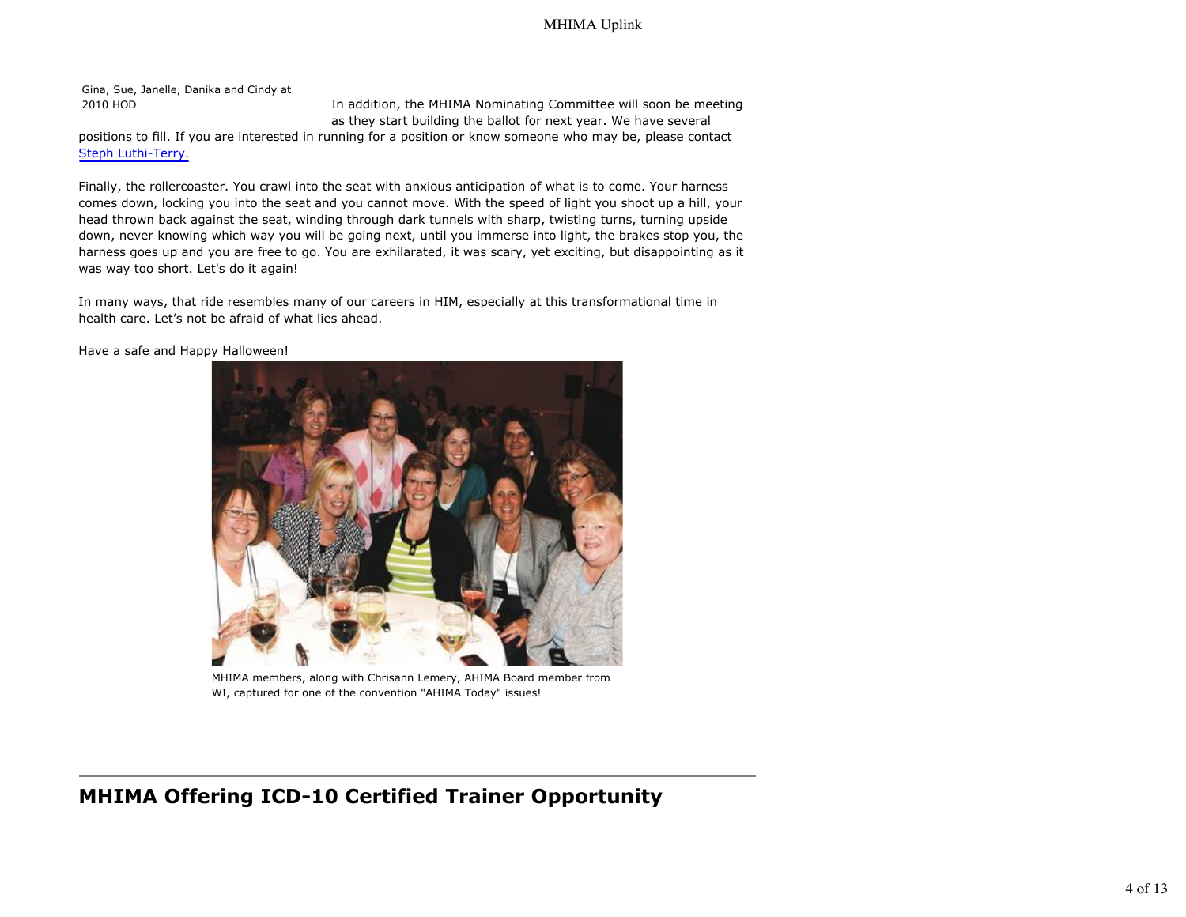Gina, Sue, Janelle, Danika and Cindy at 2010 HOD

In addition, the MHIMA Nominating Committee will soon be meeting as they start building the ballot for next year. We have several positions to fill. If you are interested in running for a position or know someone who may be, please contact Steph Luthi-Terry.

Finally, the rollercoaster. You crawl into the seat with anxious anticipation of what is to come. Your harness comes down, locking you into the seat and you cannot move. With the speed of light you shoot up a hill, your head thrown back against the seat, winding through dark tunnels with sharp, twisting turns, turning upside down, never knowing which way you will be going next, until you immerse into light, the brakes stop you, the harness goes up and you are free to go. You are exhilarated, it was scary, yet exciting, but disappointing as it was way too short. Let's do it again!

In many ways, that ride resembles many of our careers in HIM, especially at this transformational time in health care. Let's not be afraid of what lies ahead.

Have a safe and Happy Halloween!

MHIMA members, along with Chrisann Lemery, AHIMA Board member from WI, captured for one of the convention "AHIMA Today" issues!

---

## MHIMA Offering ICD-10 Certified Trainer Opportunity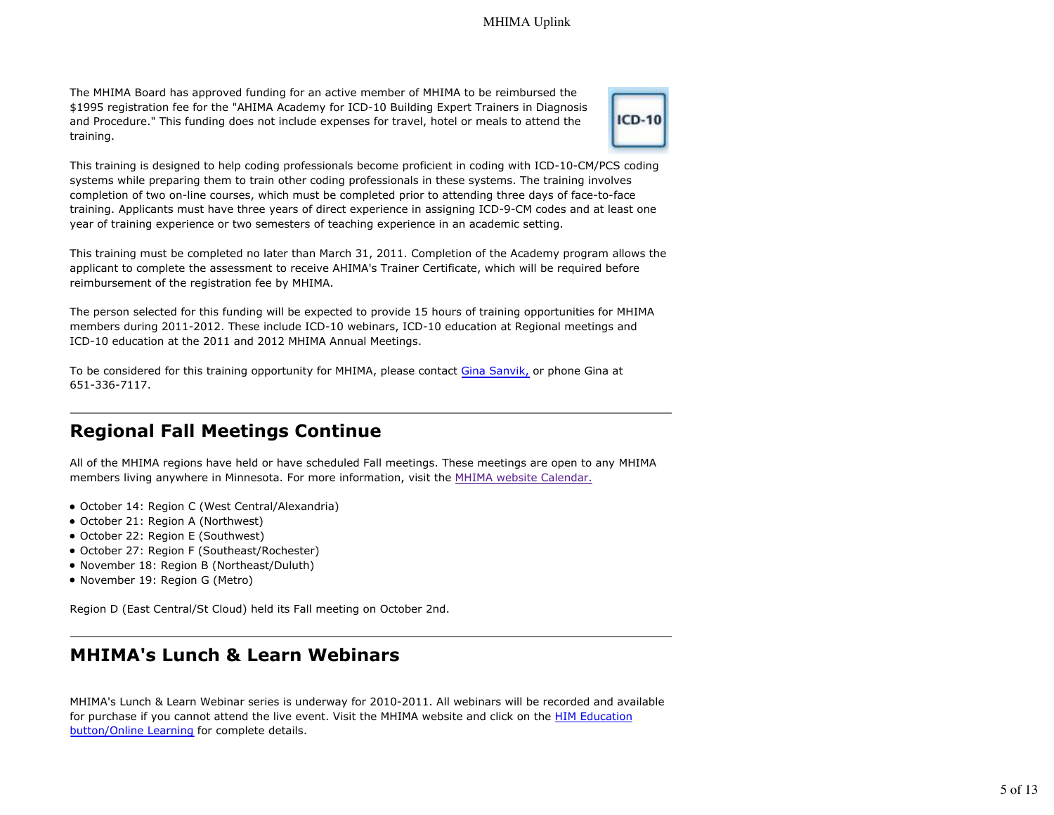The MHIMA Board has approved funding for an active member of MHIMA to be reimbursed the $1995 registration fee for the "AHIMA Academy for ICD-10 Building Expert Trainers in Diagnosis and Procedure." This funding does not include expenses for travel, hotel or meals to attend the training.

This training is designed to help coding professionals become proficient in coding with ICD-10-CM/PCS coding systems while preparing them to train other coding professionals in these systems. The training involves completion of two on-line courses, which must be completed prior to attending three days of face-to-face training. Applicants must have three years of direct experience in assigning ICD-9-CM codes and at least one year of training experience or two semesters of teaching experience in an academic setting.

This training must be completed no later than March 31, 2011. Completion of the Academy program allows the applicant to complete the assessment to receive AHIMA's Trainer Certificate, which will be required before reimbursement of the registration fee by MHIMA.

The person selected for this funding will be expected to provide 15 hours of training opportunities for MHIMA members during 2011-2012. These include ICD-10 webinars, ICD-10 education at Regional meetings and ICD-10 education at the 2011 and 2012 MHIMA Annual Meetings.

To be considered for this training opportunity for MHIMA, please contact Gina Sanvik, or phone Gina at 651-336-7117.

---

## Regional Fall Meetings Continue

All of the MHIMA regions have held or have scheduled Fall meetings. These meetings are open to any MHIMA members living anywhere in Minnesota. For more information, visit the MHIMA website Calendar.

- October 14: Region C (West Central/Alexandria)
- October 21: Region A (Northwest)
- October 22: Region E (Southwest)
- October 27: Region F (Southeast/Rochester)
- November 18: Region B (Northeast/Duluth)
- November 19: Region G (Metro)

Region D (East Central/St Cloud) held its Fall meeting on October 2nd.

---

## MHIMA's Lunch & Learn Webinars

MHIMA's Lunch & Learn Webinar series is underway for 2010-2011. All webinars will be recorded and available for purchase if you cannot attend the live event. Visit the MHIMA website and click on the HIM Education button/Online Learning for complete details.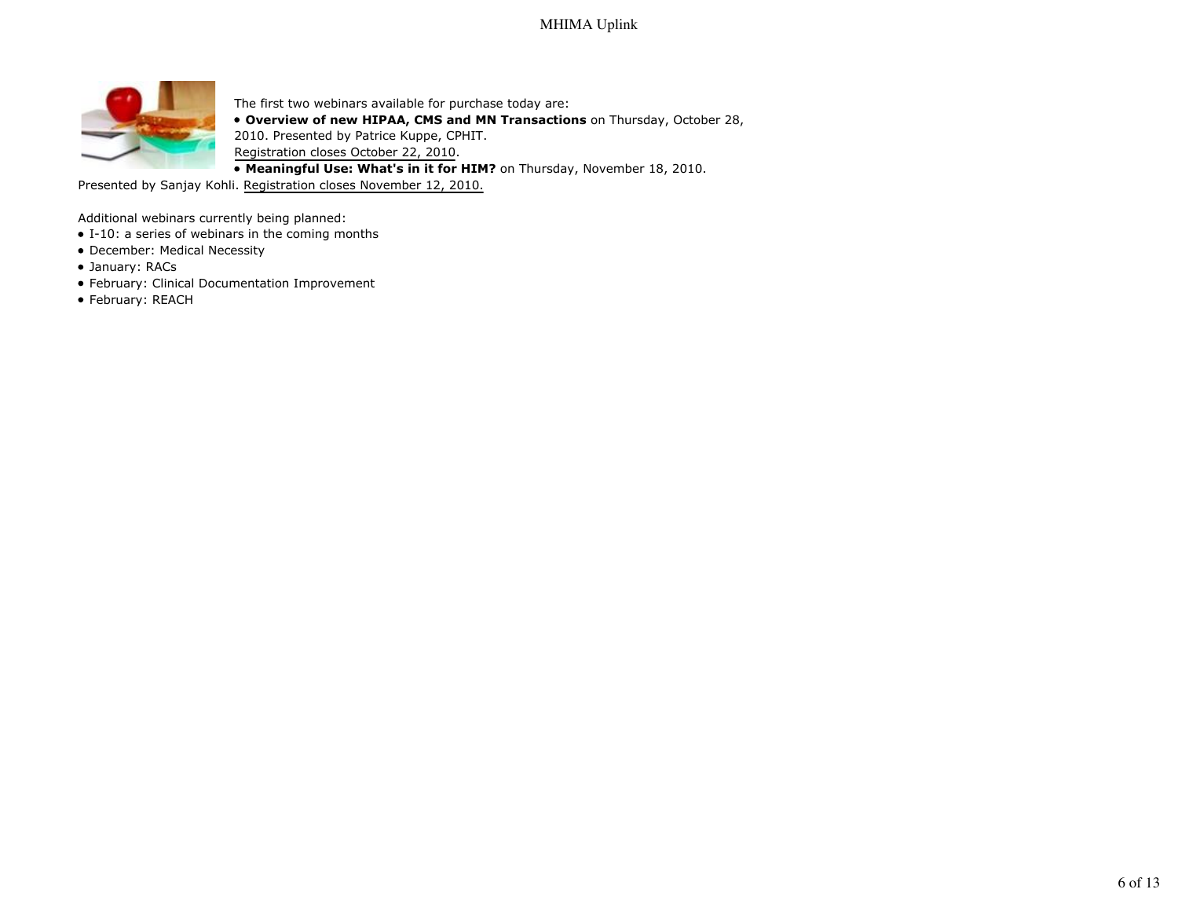The first two webinars available for purchase today are:

- **Overview of new HIPAA, CMS and MN Transactions** on Thursday, October 28, 2010. Presented by Patrice Kuppe, CPHIT. Registration closes October 22, 2010.
- **Meaningful Use: What's in it for HIM?** on Thursday, November 18, 2010. Presented by Sanjay Kohli. Registration closes November 12, 2010.

Additional webinars currently being planned:

- I-10: a series of webinars in the coming months
- December: Medical Necessity
- January: RACs
- February: Clinical Documentation Improvement
- February: REACH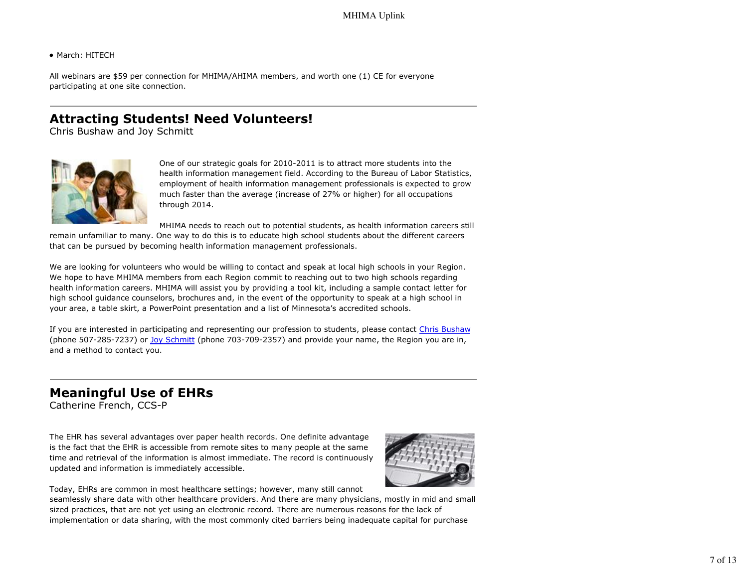- March: HITECH

All webinars are $59 per connection for MHIMA/AHIMA members, and worth one (1) CE for everyone participating at one site connection.

---

## Attracting Students! Need Volunteers!

Chris Bushaw and Joy Schmitt

One of our strategic goals for 2010-2011 is to attract more students into the health information management field. According to the Bureau of Labor Statistics, employment of health information management professionals is expected to grow much faster than the average (increase of 27% or higher) for all occupations through 2014.

MHIMA needs to reach out to potential students, as health information careers still remain unfamiliar to many. One way to do this is to educate high school students about the different careers that can be pursued by becoming health information management professionals.

We are looking for volunteers who would be willing to contact and speak at local high schools in your Region. We hope to have MHIMA members from each Region commit to reaching out to two high schools regarding health information careers. MHIMA will assist you by providing a tool kit, including a sample contact letter for high school guidance counselors, brochures and, in the event of the opportunity to speak at a high school in your area, a table skirt, a PowerPoint presentation and a list of Minnesota's accredited schools.

If you are interested in participating and representing our profession to students, please contact Chris Bushaw (phone 507-285-7237) or Joy Schmitt (phone 703-709-2357) and provide your name, the Region you are in, and a method to contact you.

---

## Meaningful Use of EHRs

Catherine French, CCS-P

The EHR has several advantages over paper health records. One definite advantage is the fact that the EHR is accessible from remote sites to many people at the same time and retrieval of the information is almost immediate. The record is continuously updated and information is immediately accessible.

Today, EHRs are common in most healthcare settings; however, many still cannot seamlessly share data with other healthcare providers. And there are many physicians, mostly in mid and small sized practices, that are not yet using an electronic record. There are numerous reasons for the lack of implementation or data sharing, with the most commonly cited barriers being inadequate capital for purchase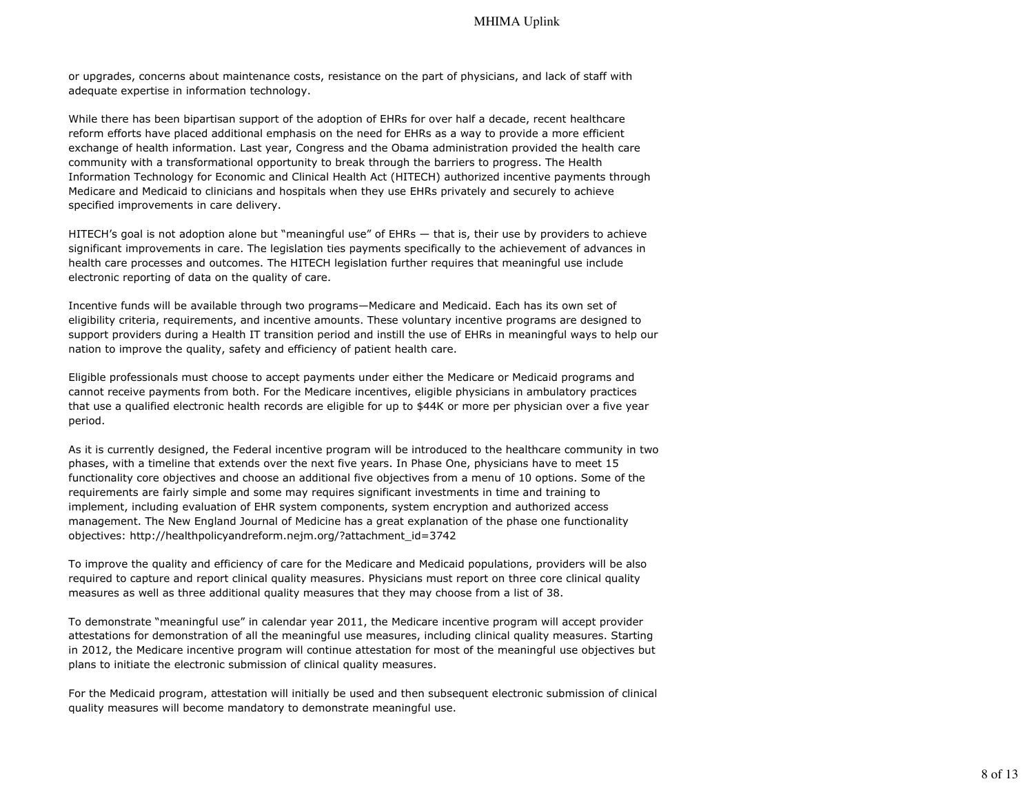or upgrades, concerns about maintenance costs, resistance on the part of physicians, and lack of staff with adequate expertise in information technology.

While there has been bipartisan support of the adoption of EHRs for over half a decade, recent healthcare reform efforts have placed additional emphasis on the need for EHRs as a way to provide a more efficient exchange of health information. Last year, Congress and the Obama administration provided the health care community with a transformational opportunity to break through the barriers to progress. The Health Information Technology for Economic and Clinical Health Act (HITECH) authorized incentive payments through Medicare and Medicaid to clinicians and hospitals when they use EHRs privately and securely to achieve specified improvements in care delivery.

HITECH's goal is not adoption alone but "meaningful use" of EHRs — that is, their use by providers to achieve significant improvements in care. The legislation ties payments specifically to the achievement of advances in health care processes and outcomes. The HITECH legislation further requires that meaningful use include electronic reporting of data on the quality of care.

Incentive funds will be available through two programs—Medicare and Medicaid. Each has its own set of eligibility criteria, requirements, and incentive amounts. These voluntary incentive programs are designed to support providers during a Health IT transition period and instill the use of EHRs in meaningful ways to help our nation to improve the quality, safety and efficiency of patient health care.

Eligible professionals must choose to accept payments under either the Medicare or Medicaid programs and cannot receive payments from both. For the Medicare incentives, eligible physicians in ambulatory practices that use a qualified electronic health records are eligible for up to $44K or more per physician over a five year period.

As it is currently designed, the Federal incentive program will be introduced to the healthcare community in two phases, with a timeline that extends over the next five years. In Phase One, physicians have to meet 15 functionality core objectives and choose an additional five objectives from a menu of 10 options. Some of the requirements are fairly simple and some may requires significant investments in time and training to implement, including evaluation of EHR system components, system encryption and authorized access management. The New England Journal of Medicine has a great explanation of the phase one functionality objectives: http://healthpolicyandreform.nejm.org/?attachment_id=3742

To improve the quality and efficiency of care for the Medicare and Medicaid populations, providers will be also required to capture and report clinical quality measures. Physicians must report on three core clinical quality measures as well as three additional quality measures that they may choose from a list of 38.

To demonstrate "meaningful use" in calendar year 2011, the Medicare incentive program will accept provider attestations for demonstration of all the meaningful use measures, including clinical quality measures. Starting in 2012, the Medicare incentive program will continue attestation for most of the meaningful use objectives but plans to initiate the electronic submission of clinical quality measures.

For the Medicaid program, attestation will initially be used and then subsequent electronic submission of clinical quality measures will become mandatory to demonstrate meaningful use.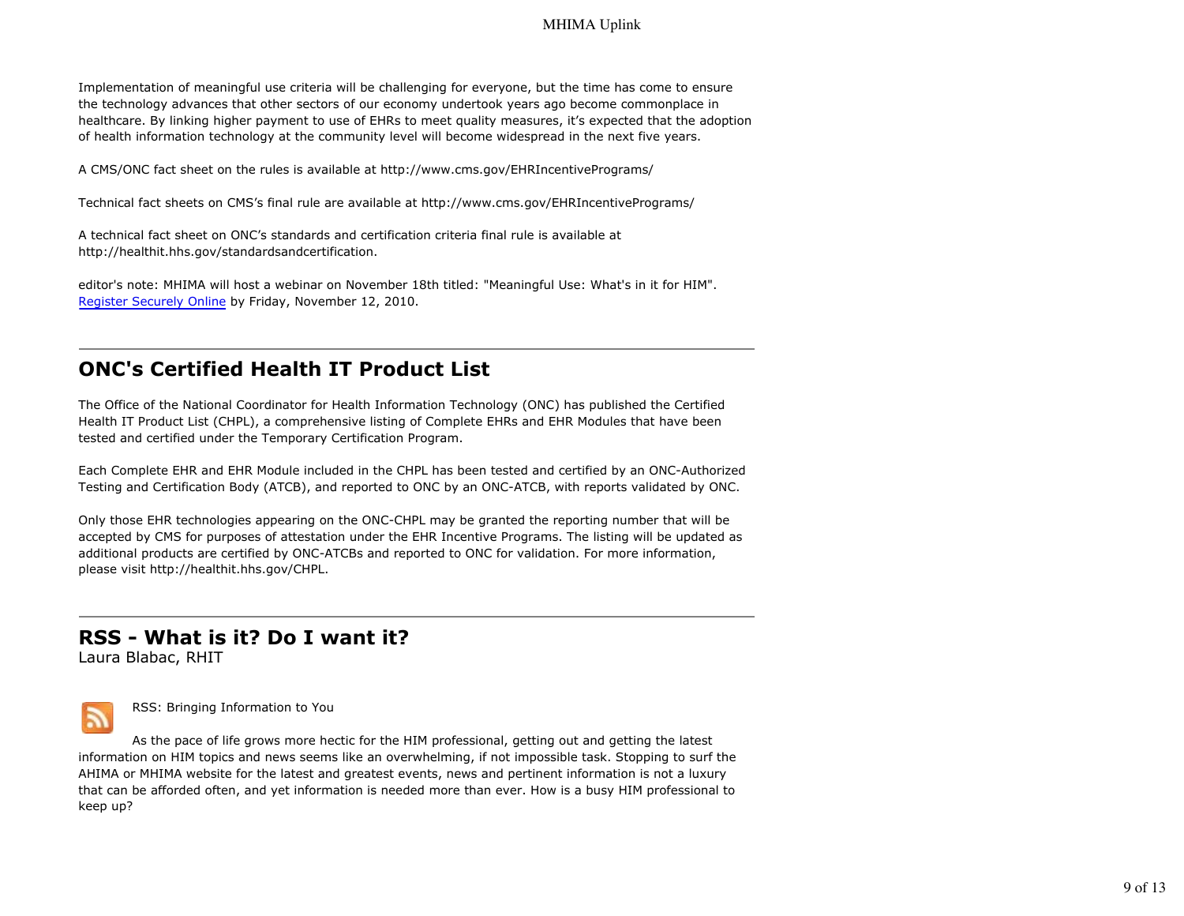Implementation of meaningful use criteria will be challenging for everyone, but the time has come to ensure the technology advances that other sectors of our economy undertook years ago become commonplace in healthcare. By linking higher payment to use of EHRs to meet quality measures, it's expected that the adoption of health information technology at the community level will become widespread in the next five years.

A CMS/ONC fact sheet on the rules is available at http://www.cms.gov/EHRIncentivePrograms/

Technical fact sheets on CMS's final rule are available at http://www.cms.gov/EHRIncentivePrograms/

A technical fact sheet on ONC's standards and certification criteria final rule is available at http://healthit.hhs.gov/standardsandcertification.

editor's note: MHIMA will host a webinar on November 18th titled: "Meaningful Use: What's in it for HIM". Register Securely Online by Friday, November 12, 2010.

---

## ONC's Certified Health IT Product List

The Office of the National Coordinator for Health Information Technology (ONC) has published the Certified Health IT Product List (CHPL), a comprehensive listing of Complete EHRs and EHR Modules that have been tested and certified under the Temporary Certification Program.

Each Complete EHR and EHR Module included in the CHPL has been tested and certified by an ONC-Authorized Testing and Certification Body (ATCB), and reported to ONC by an ONC-ATCB, with reports validated by ONC.

Only those EHR technologies appearing on the ONC-CHPL may be granted the reporting number that will be accepted by CMS for purposes of attestation under the EHR Incentive Programs. The listing will be updated as additional products are certified by ONC-ATCBs and reported to ONC for validation. For more information, please visit http://healthit.hhs.gov/CHPL.

---

## RSS - What is it? Do I want it?

Laura Blabac, RHIT

RSS: Bringing Information to You

As the pace of life grows more hectic for the HIM professional, getting out and getting the latest information on HIM topics and news seems like an overwhelming, if not impossible task. Stopping to surf the AHIMA or MHIMA website for the latest and greatest events, news and pertinent information is not a luxury that can be afforded often, and yet information is needed more than ever. How is a busy HIM professional to keep up?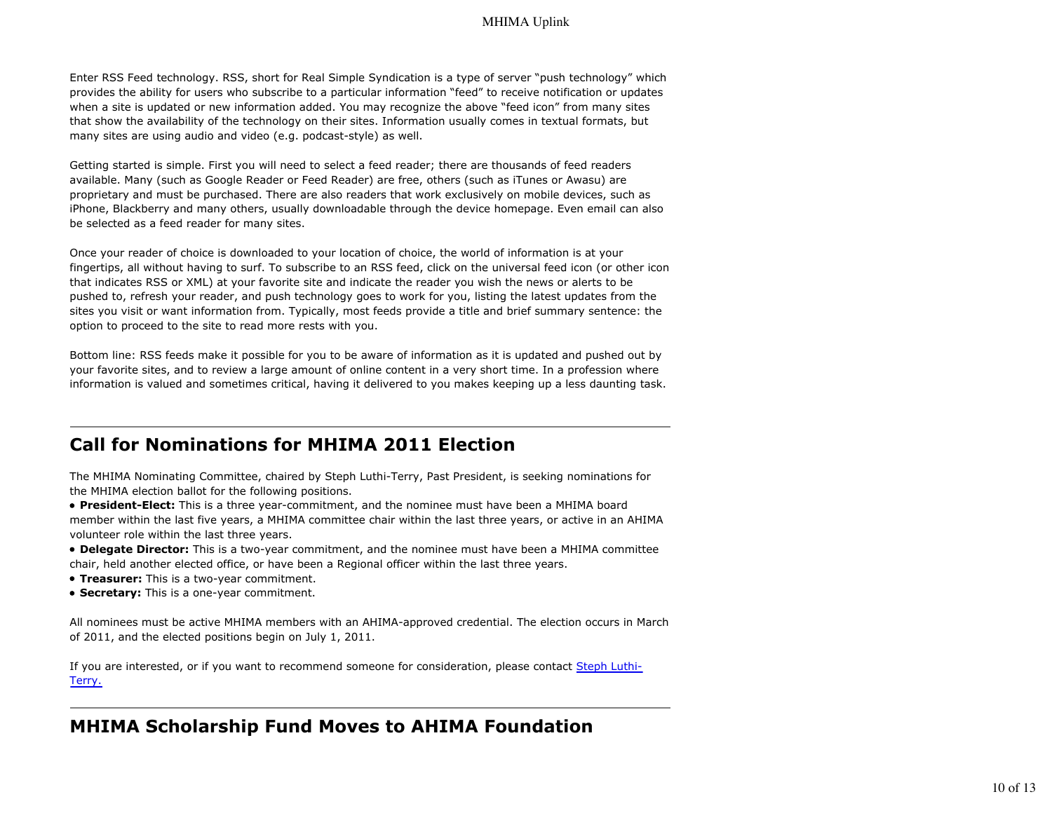Enter RSS Feed technology. RSS, short for Real Simple Syndication is a type of server "push technology" which provides the ability for users who subscribe to a particular information "feed" to receive notification or updates when a site is updated or new information added. You may recognize the above "feed icon" from many sites that show the availability of the technology on their sites. Information usually comes in textual formats, but many sites are using audio and video (e.g. podcast-style) as well.

Getting started is simple. First you will need to select a feed reader; there are thousands of feed readers available. Many (such as Google Reader or Feed Reader) are free, others (such as iTunes or Awasu) are proprietary and must be purchased. There are also readers that work exclusively on mobile devices, such as iPhone, Blackberry and many others, usually downloadable through the device homepage. Even email can also be selected as a feed reader for many sites.

Once your reader of choice is downloaded to your location of choice, the world of information is at your fingertips, all without having to surf. To subscribe to an RSS feed, click on the universal feed icon (or other icon that indicates RSS or XML) at your favorite site and indicate the reader you wish the news or alerts to be pushed to, refresh your reader, and push technology goes to work for you, listing the latest updates from the sites you visit or want information from. Typically, most feeds provide a title and brief summary sentence: the option to proceed to the site to read more rests with you.

Bottom line: RSS feeds make it possible for you to be aware of information as it is updated and pushed out by your favorite sites, and to review a large amount of online content in a very short time. In a profession where information is valued and sometimes critical, having it delivered to you makes keeping up a less daunting task.

---

## Call for Nominations for MHIMA 2011 Election

The MHIMA Nominating Committee, chaired by Steph Luthi-Terry, Past President, is seeking nominations for the MHIMA election ballot for the following positions.

- **President-Elect:** This is a three year-commitment, and the nominee must have been a MHIMA board member within the last five years, a MHIMA committee chair within the last three years, or active in an AHIMA volunteer role within the last three years.
- **Delegate Director:** This is a two-year commitment, and the nominee must have been a MHIMA committee chair, held another elected office, or have been a Regional officer within the last three years.
- **Treasurer:** This is a two-year commitment.
- **Secretary:** This is a one-year commitment.

All nominees must be active MHIMA members with an AHIMA-approved credential. The election occurs in March of 2011, and the elected positions begin on July 1, 2011.

If you are interested, or if you want to recommend someone for consideration, please contact [Steph Luthi-Terry.]()

---

## MHIMA Scholarship Fund Moves to AHIMA Foundation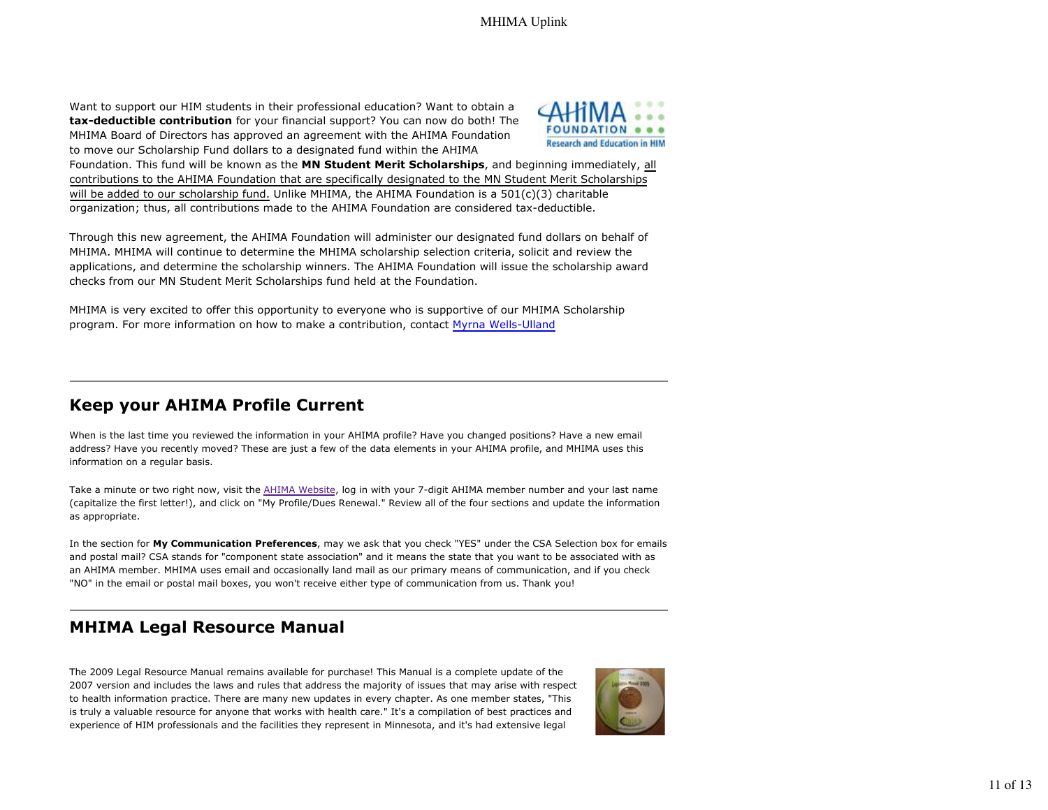Want to support our HIM students in their professional education? Want to obtain a **tax-deductible contribution** for your financial support? You can now do both! The MHIMA Board of Directors has approved an agreement with the AHIMA Foundation to move our Scholarship Fund dollars to a designated fund within the AHIMA Foundation. This fund will be known as the **MN Student Merit Scholarships**, and beginning immediately, all contributions to the AHIMA Foundation that are specifically designated to the MN Student Merit Scholarships will be added to our scholarship fund. Unlike MHIMA, the AHIMA Foundation is a 501(c)(3) charitable organization; thus, all contributions made to the AHIMA Foundation are considered tax-deductible.

Through this new agreement, the AHIMA Foundation will administer our designated fund dollars on behalf of MHIMA. MHIMA will continue to determine the MHIMA scholarship selection criteria, solicit and review the applications, and determine the scholarship winners. The AHIMA Foundation will issue the scholarship award checks from our MN Student Merit Scholarships fund held at the Foundation.

MHIMA is very excited to offer this opportunity to everyone who is supportive of our MHIMA Scholarship program. For more information on how to make a contribution, contact Myrna Wells-Ulland

---

## Keep your AHIMA Profile Current

When is the last time you reviewed the information in your AHIMA profile? Have you changed positions? Have a new email address? Have you recently moved? These are just a few of the data elements in your AHIMA profile, and MHIMA uses this information on a regular basis.

Take a minute or two right now, visit the AHIMA Website, log in with your 7-digit AHIMA member number and your last name (capitalize the first letter!), and click on "My Profile/Dues Renewal." Review all of the four sections and update the information as appropriate.

In the section for **My Communication Preferences**, may we ask that you check "YES" under the CSA Selection box for emails and postal mail? CSA stands for "component state association" and it means the state that you want to be associated with as an AHIMA member. MHIMA uses email and occasionally land mail as our primary means of communication, and if you check "NO" in the email or postal mail boxes, you won't receive either type of communication from us. Thank you!

---

## MHIMA Legal Resource Manual

The 2009 Legal Resource Manual remains available for purchase! This Manual is a complete update of the 2007 version and includes the laws and rules that address the majority of issues that may arise with respect to health information practice. There are many new updates in every chapter. As one member states, "This is truly a valuable resource for anyone that works with health care." It's a compilation of best practices and experience of HIM professionals and the facilities they represent in Minnesota, and it's had extensive legal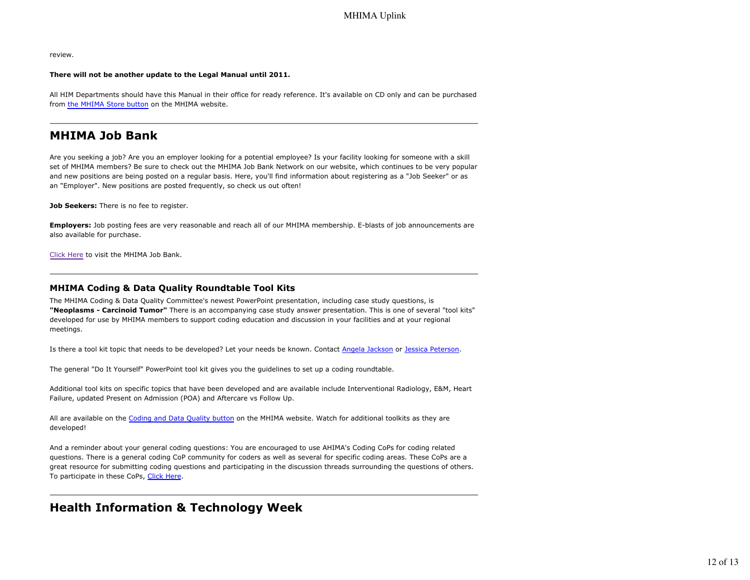review.

**There will not be another update to the Legal Manual until 2011.**

All HIM Departments should have this Manual in their office for ready reference. It's available on CD only and can be purchased from the MHIMA Store button on the MHIMA website.

---

## MHIMA Job Bank

Are you seeking a job? Are you an employer looking for a potential employee? Is your facility looking for someone with a skill set of MHIMA members? Be sure to check out the MHIMA Job Bank Network on our website, which continues to be very popular and new positions are being posted on a regular basis. Here, you'll find information about registering as a "Job Seeker" or as an "Employer". New positions are posted frequently, so check us out often!

**Job Seekers:** There is no fee to register.

**Employers:** Job posting fees are very reasonable and reach all of our MHIMA membership. E-blasts of job announcements are also available for purchase.

Click Here to visit the MHIMA Job Bank.

---

### MHIMA Coding & Data Quality Roundtable Tool Kits

The MHIMA Coding & Data Quality Committee's newest PowerPoint presentation, including case study questions, is **"Neoplasms - Carcinoid Tumor"** There is an accompanying case study answer presentation. This is one of several "tool kits" developed for use by MHIMA members to support coding education and discussion in your facilities and at your regional meetings.

Is there a tool kit topic that needs to be developed? Let your needs be known. Contact Angela Jackson or Jessica Peterson.

The general "Do It Yourself" PowerPoint tool kit gives you the guidelines to set up a coding roundtable.

Additional tool kits on specific topics that have been developed and are available include Interventional Radiology, E&M, Heart Failure, updated Present on Admission (POA) and Aftercare vs Follow Up.

All are available on the Coding and Data Quality button on the MHIMA website. Watch for additional toolkits as they are developed!

And a reminder about your general coding questions: You are encouraged to use AHIMA's Coding CoPs for coding related questions. There is a general coding CoP community for coders as well as several for specific coding areas. These CoPs are a great resource for submitting coding questions and participating in the discussion threads surrounding the questions of others. To participate in these CoPs, Click Here.

---

## Health Information & Technology Week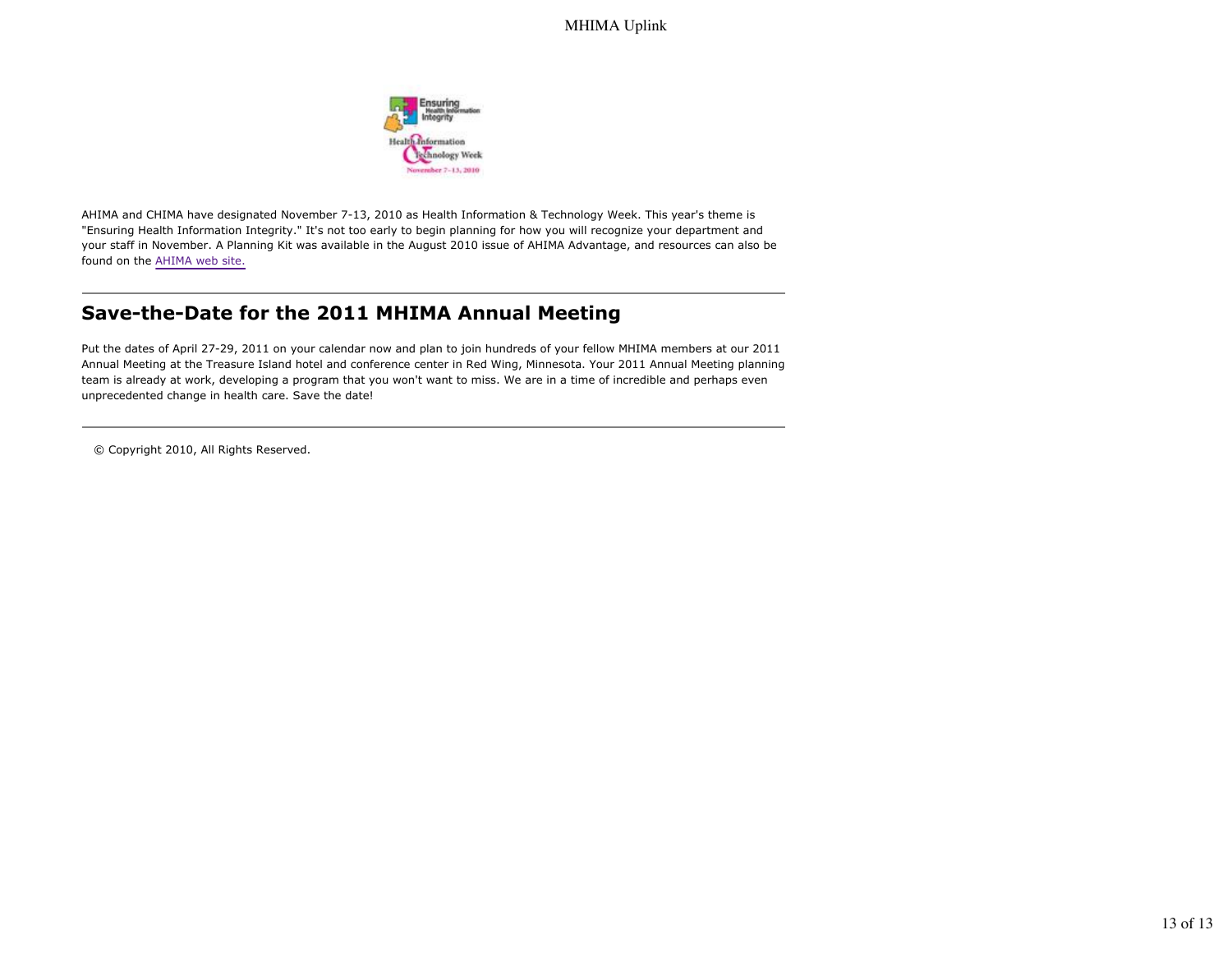AHIMA and CHIMA have designated November 7-13, 2010 as Health Information & Technology Week. This year's theme is "Ensuring Health Information Integrity." It's not too early to begin planning for how you will recognize your department and your staff in November. A Planning Kit was available in the August 2010 issue of AHIMA Advantage, and resources can also be found on the AHIMA web site.

---

## Save-the-Date for the 2011 MHIMA Annual Meeting

Put the dates of April 27-29, 2011 on your calendar now and plan to join hundreds of your fellow MHIMA members at our 2011 Annual Meeting at the Treasure Island hotel and conference center in Red Wing, Minnesota. Your 2011 Annual Meeting planning team is already at work, developing a program that you won't want to miss. We are in a time of incredible and perhaps even unprecedented change in health care. Save the date!

---

© Copyright 2010, All Rights Reserved.